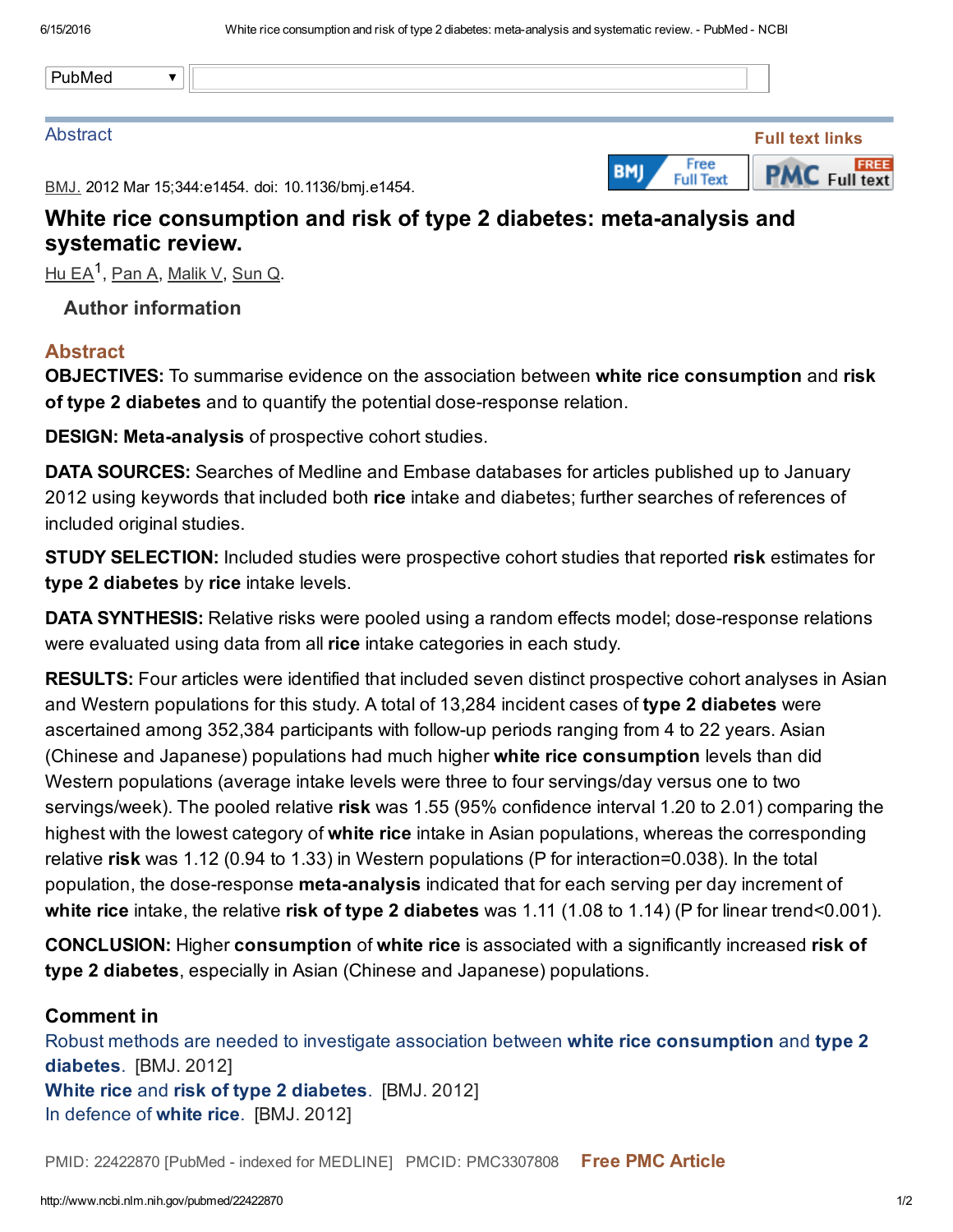Abstract

Full text links

BMJ. 2012 Mar 15;344:e1454. doi: 10.1136/bmj.e1454.

# White rice consumption and risk of type 2 diabetes: meta-analysis and systematic review.

Hu EA[1], Pan A, Malik V, Sun Q.

## Author information

## Abstract

**OBJECTIVES:** To summarise evidence on the association between **white rice consumption** and **risk of type 2 diabetes** and to quantify the potential dose-response relation.

**DESIGN: Meta-analysis** of prospective cohort studies.

**DATA SOURCES:** Searches of Medline and Embase databases for articles published up to January 2012 using keywords that included both **rice** intake and diabetes; further searches of references of included original studies.

**STUDY SELECTION:** Included studies were prospective cohort studies that reported **risk** estimates for **type 2 diabetes** by **rice** intake levels.

**DATA SYNTHESIS:** Relative risks were pooled using a random effects model; dose-response relations were evaluated using data from all **rice** intake categories in each study.

**RESULTS:** Four articles were identified that included seven distinct prospective cohort analyses in Asian and Western populations for this study. A total of 13,284 incident cases of **type 2 diabetes** were ascertained among 352,384 participants with follow-up periods ranging from 4 to 22 years. Asian (Chinese and Japanese) populations had much higher **white rice consumption** levels than did Western populations (average intake levels were three to four servings/day versus one to two servings/week). The pooled relative **risk** was 1.55 (95% confidence interval 1.20 to 2.01) comparing the highest with the lowest category of **white rice** intake in Asian populations, whereas the corresponding relative **risk** was 1.12 (0.94 to 1.33) in Western populations (P for interaction=0.038). In the total population, the dose-response **meta-analysis** indicated that for each serving per day increment of **white rice** intake, the relative **risk of type 2 diabetes** was 1.11 (1.08 to 1.14) (P for linear trend<0.001).

**CONCLUSION:** Higher **consumption** of **white rice** is associated with a significantly increased **risk of type 2 diabetes**, especially in Asian (Chinese and Japanese) populations.

## Comment in

Robust methods are needed to investigate association between **white rice consumption** and **type 2 diabetes**. [BMJ. 2012]

**White rice** and **risk of type 2 diabetes**. [BMJ. 2012]

In defence of **white rice**. [BMJ. 2012]

PMID: 22422870 [PubMed - indexed for MEDLINE] PMCID: PMC3307808 **Free PMC Article**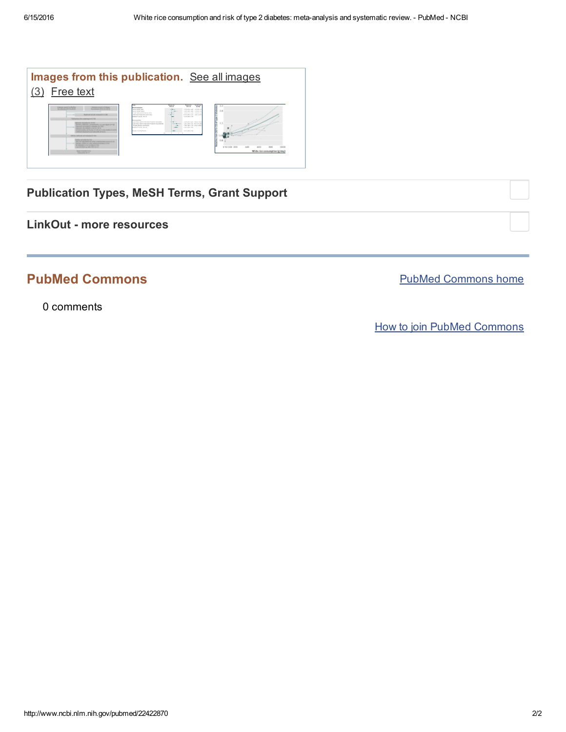**Images from this publication.** See all images (3) Free text

## Publication Types, MeSH Terms, Grant Support

## LinkOut - more resources

## PubMed Commons

PubMed Commons home

0 comments

How to join PubMed Commons